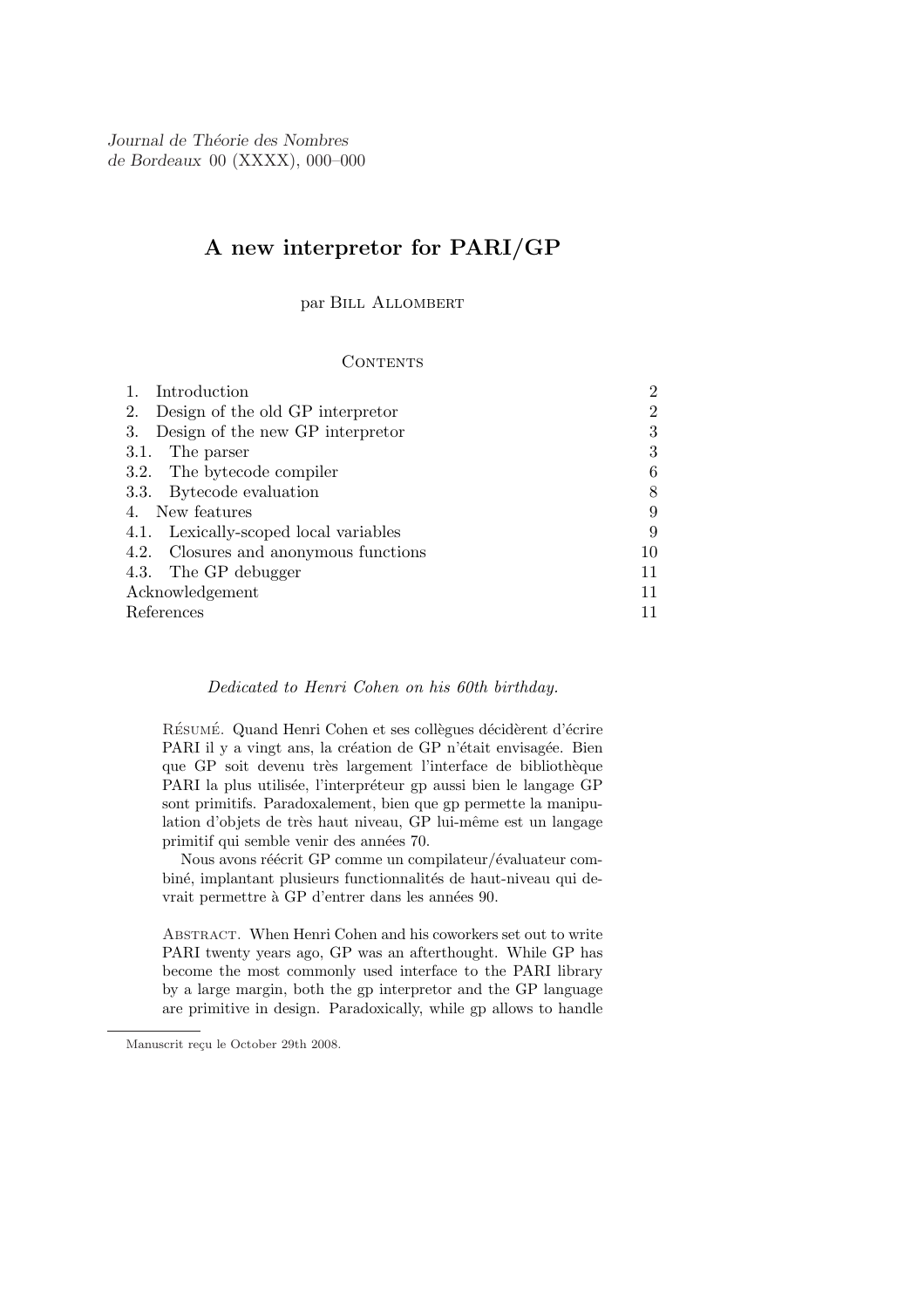Journal de Théorie des Nombres
de Bordeaux 00 (XXXX), 000–000

# A new interpretor for PARI/GP

par Bill Allombert

## Contents

| | |
|---|---|
| 1. Introduction | 2 |
| 2. Design of the old GP interpretor | 2 |
| 3. Design of the new GP interpretor | 3 |
| 3.1. The parser | 3 |
| 3.2. The bytecode compiler | 6 |
| 3.3. Bytecode evaluation | 8 |
| 4. New features | 9 |
| 4.1. Lexically-scoped local variables | 9 |
| 4.2. Closures and anonymous functions | 10 |
| 4.3. The GP debugger | 11 |
| Acknowledgement | 11 |
| References | 11 |

*Dedicated to Henri Cohen on his 60th birthday.*

Résumé. Quand Henri Cohen et ses collègues décidèrent d'écrire PARI il y a vingt ans, la création de GP n'était envisagée. Bien que GP soit devenu très largement l'interface de bibliothèque PARI la plus utilisée, l'interpréteur gp aussi bien le langage GP sont primitifs. Paradoxalement, bien que gp permette la manipulation d'objets de très haut niveau, GP lui-même est un langage primitif qui semble venir des années 70.

Nous avons réécrit GP comme un compilateur/évaluateur combiné, implantant plusieurs functionnalités de haut-niveau qui devrait permettre à GP d'entrer dans les années 90.

Abstract. When Henri Cohen and his coworkers set out to write PARI twenty years ago, GP was an afterthought. While GP has become the most commonly used interface to the PARI library by a large margin, both the gp interpretor and the GP language are primitive in design. Paradoxically, while gp allows to handle

Manuscrit reçu le October 29th 2008.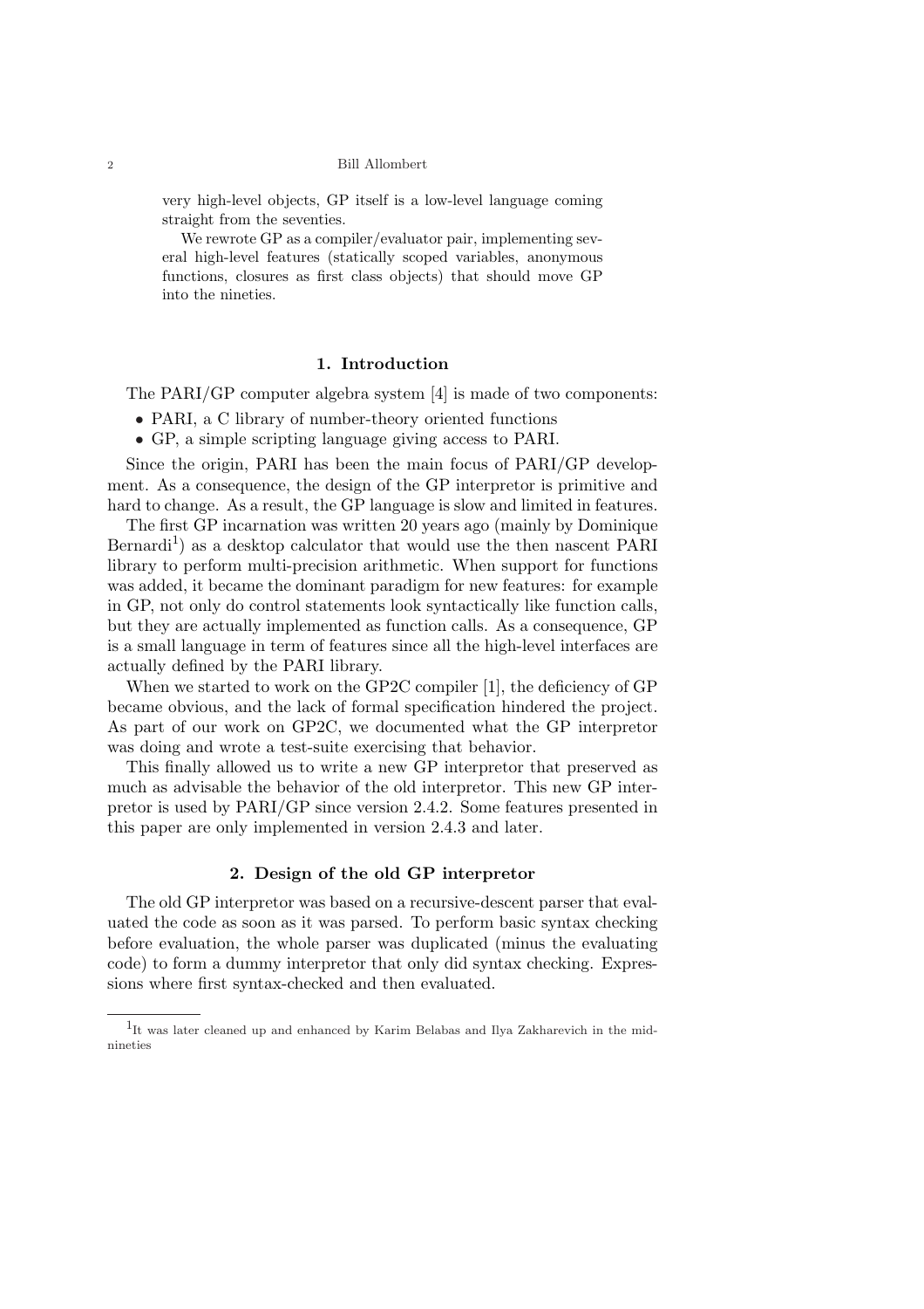very high-level objects, GP itself is a low-level language coming straight from the seventies.

We rewrote GP as a compiler/evaluator pair, implementing several high-level features (statically scoped variables, anonymous functions, closures as first class objects) that should move GP into the nineties.

## 1. Introduction

The PARI/GP computer algebra system [4] is made of two components:

- PARI, a C library of number-theory oriented functions
- GP, a simple scripting language giving access to PARI.

Since the origin, PARI has been the main focus of PARI/GP development. As a consequence, the design of the GP interpretor is primitive and hard to change. As a result, the GP language is slow and limited in features.

The first GP incarnation was written 20 years ago (mainly by Dominique Bernardi[1]) as a desktop calculator that would use the then nascent PARI library to perform multi-precision arithmetic. When support for functions was added, it became the dominant paradigm for new features: for example in GP, not only do control statements look syntactically like function calls, but they are actually implemented as function calls. As a consequence, GP is a small language in term of features since all the high-level interfaces are actually defined by the PARI library.

When we started to work on the GP2C compiler [1], the deficiency of GP became obvious, and the lack of formal specification hindered the project. As part of our work on GP2C, we documented what the GP interpretor was doing and wrote a test-suite exercising that behavior.

This finally allowed us to write a new GP interpretor that preserved as much as advisable the behavior of the old interpretor. This new GP interpretor is used by PARI/GP since version 2.4.2. Some features presented in this paper are only implemented in version 2.4.3 and later.

## 2. Design of the old GP interpretor

The old GP interpretor was based on a recursive-descent parser that evaluated the code as soon as it was parsed. To perform basic syntax checking before evaluation, the whole parser was duplicated (minus the evaluating code) to form a dummy interpretor that only did syntax checking. Expressions where first syntax-checked and then evaluated.

---

[1] It was later cleaned up and enhanced by Karim Belabas and Ilya Zakharevich in the mid-nineties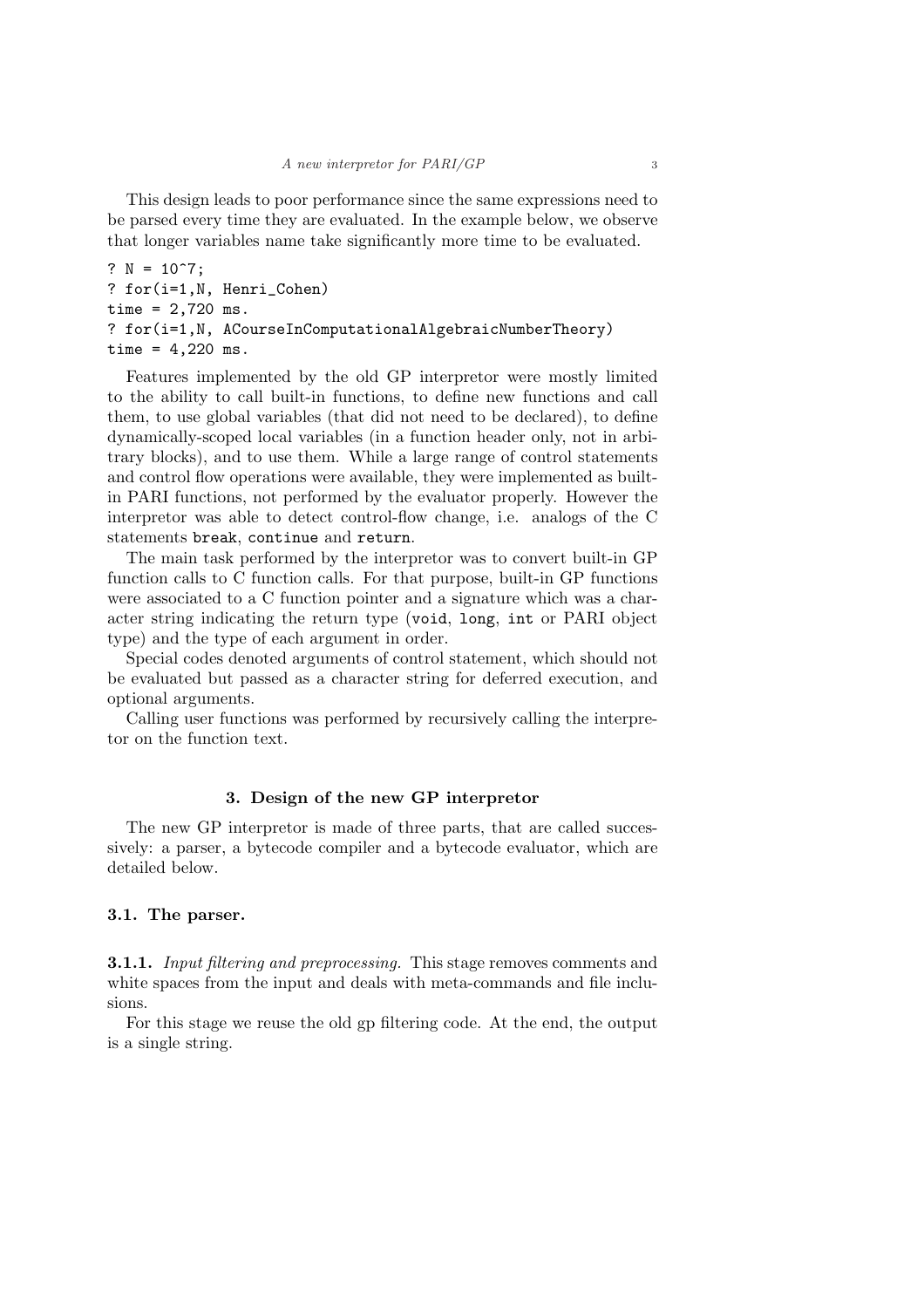This design leads to poor performance since the same expressions need to be parsed every time they are evaluated. In the example below, we observe that longer variables name take significantly more time to be evaluated.

```
? N = 10^7;
? for(i=1,N, Henri_Cohen)
time = 2,720 ms.
? for(i=1,N, ACourseInComputationalAlgebraicNumberTheory)
time = 4,220 ms.
```

Features implemented by the old GP interpretor were mostly limited to the ability to call built-in functions, to define new functions and call them, to use global variables (that did not need to be declared), to define dynamically-scoped local variables (in a function header only, not in arbitrary blocks), and to use them. While a large range of control statements and control flow operations were available, they were implemented as built-in PARI functions, not performed by the evaluator properly. However the interpretor was able to detect control-flow change, i.e. analogs of the C statements `break`, `continue` and `return`.

The main task performed by the interpretor was to convert built-in GP function calls to C function calls. For that purpose, built-in GP functions were associated to a C function pointer and a signature which was a character string indicating the return type (`void`, `long`, `int` or PARI object type) and the type of each argument in order.

Special codes denoted arguments of control statement, which should not be evaluated but passed as a character string for deferred execution, and optional arguments.

Calling user functions was performed by recursively calling the interpretor on the function text.

## 3. Design of the new GP interpretor

The new GP interpretor is made of three parts, that are called successively: a parser, a bytecode compiler and a bytecode evaluator, which are detailed below.

### 3.1. The parser.

**3.1.1.** *Input filtering and preprocessing.* This stage removes comments and white spaces from the input and deals with meta-commands and file inclusions.

For this stage we reuse the old gp filtering code. At the end, the output is a single string.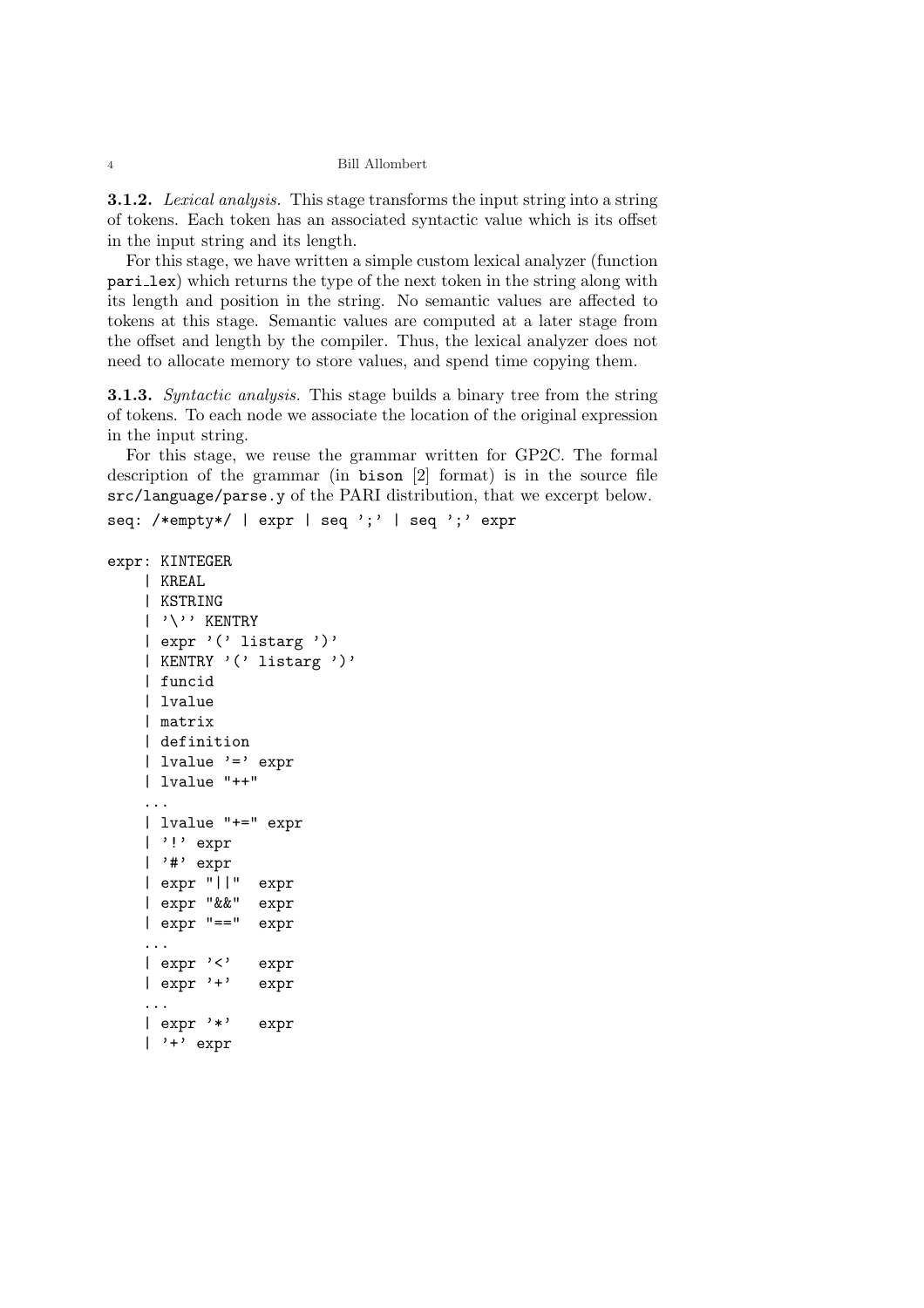**3.1.2.** *Lexical analysis.* This stage transforms the input string into a string of tokens. Each token has an associated syntactic value which is its offset in the input string and its length.

For this stage, we have written a simple custom lexical analyzer (function `pari_lex`) which returns the type of the next token in the string along with its length and position in the string. No semantic values are affected to tokens at this stage. Semantic values are computed at a later stage from the offset and length by the compiler. Thus, the lexical analyzer does not need to allocate memory to store values, and spend time copying them.

**3.1.3.** *Syntactic analysis.* This stage builds a binary tree from the string of tokens. To each node we associate the location of the original expression in the input string.

For this stage, we reuse the grammar written for GP2C. The formal description of the grammar (in `bison` [2] format) is in the source file `src/language/parse.y` of the PARI distribution, that we excerpt below.

```
seq: /*empty*/ | expr | seq ';' | seq ';' expr

expr: KINTEGER
    | KREAL
    | KSTRING
    | '\'' KENTRY
    | expr '(' listarg ')'
    | KENTRY '(' listarg ')'
    | funcid
    | lvalue
    | matrix
    | definition
    | lvalue '=' expr
    | lvalue "++"
    ...
    | lvalue "+=" expr
    | '!' expr
    | '#' expr
    | expr "||"  expr
    | expr "&&"  expr
    | expr "=="  expr
    ...
    | expr '<'   expr
    | expr '+'   expr
    ...
    | expr '*'   expr
    | '+' expr
```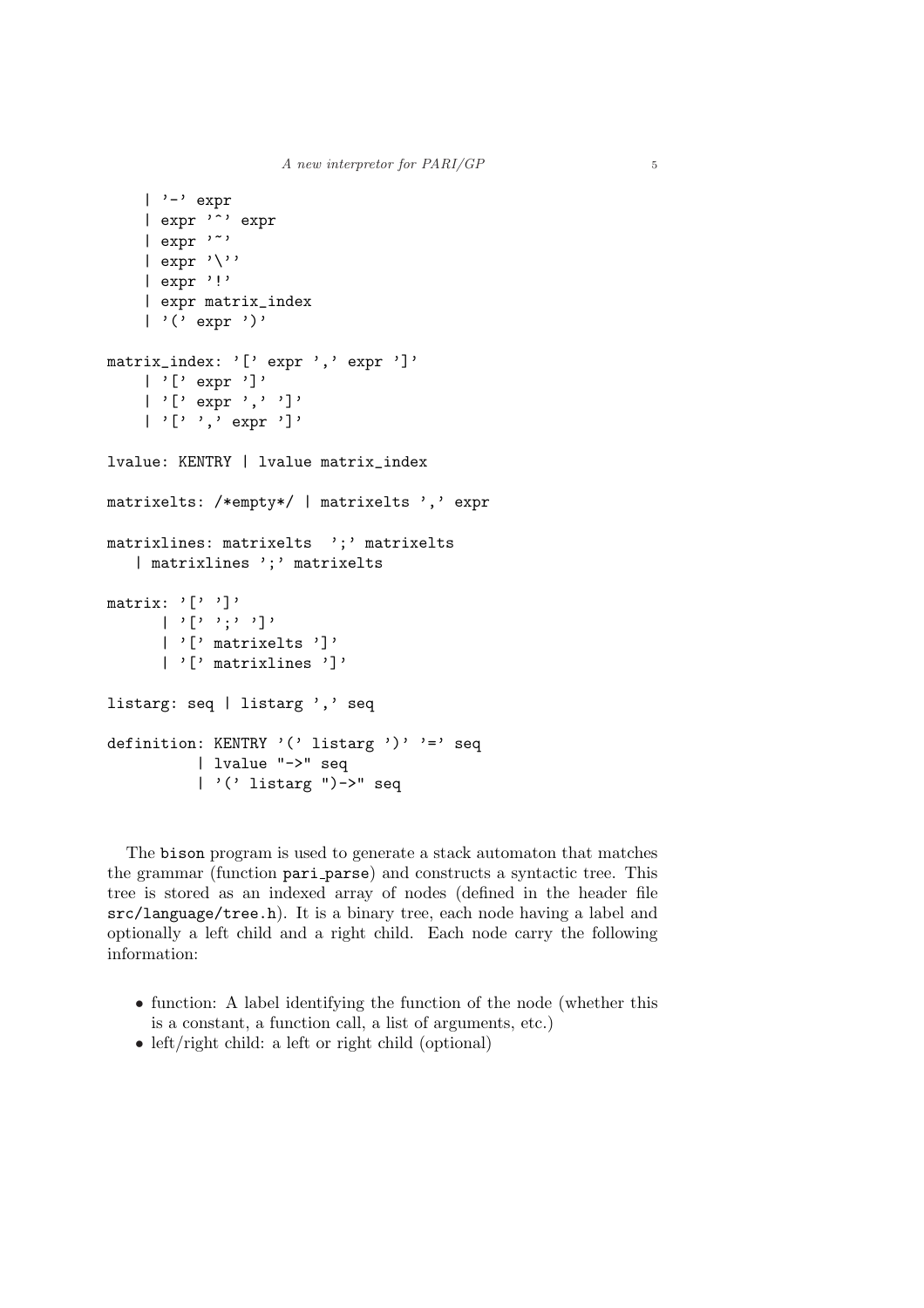```
    | '-' expr
    | expr '^' expr
    | expr '~'
    | expr '\''
    | expr '!'
    | expr matrix_index
    | '(' expr ')'

matrix_index: '[' expr ',' expr ']'
    | '[' expr ']'
    | '[' expr ',' ']'
    | '[' ',' expr ']'

lvalue: KENTRY | lvalue matrix_index

matrixelts: /*empty*/ | matrixelts ',' expr

matrixlines: matrixelts  ';' matrixelts
   | matrixlines ';' matrixelts

matrix: '[' ']'
      | '[' ';' ']'
      | '[' matrixelts ']'
      | '[' matrixlines ']'

listarg: seq | listarg ',' seq

definition: KENTRY '(' listarg ')' '=' seq
          | lvalue "->" seq
          | '(' listarg ")->" seq
```

The bison program is used to generate a stack automaton that matches the grammar (function pari_parse) and constructs a syntactic tree. This tree is stored as an indexed array of nodes (defined in the header file src/language/tree.h). It is a binary tree, each node having a label and optionally a left child and a right child. Each node carry the following information:

- function: A label identifying the function of the node (whether this is a constant, a function call, a list of arguments, etc.)
- left/right child: a left or right child (optional)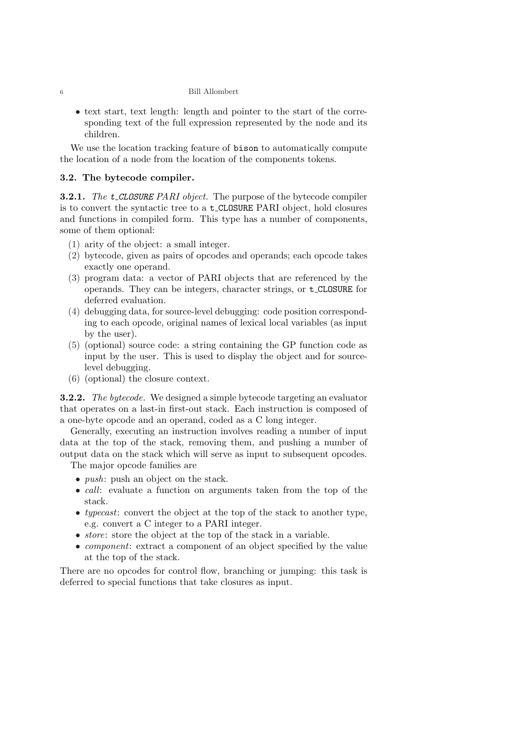- text start, text length: length and pointer to the start of the corresponding text of the full expression represented by the node and its children.

We use the location tracking feature of `bison` to automatically compute the location of a node from the location of the components tokens.

### 3.2. The bytecode compiler.

**3.2.1.** *The `t_CLOSURE` PARI object.* The purpose of the bytecode compiler is to convert the syntactic tree to a `t_CLOSURE` PARI object, hold closures and functions in compiled form. This type has a number of components, some of them optional:

1. arity of the object: a small integer.
2. bytecode, given as pairs of opcodes and operands; each opcode takes exactly one operand.
3. program data: a vector of PARI objects that are referenced by the operands. They can be integers, character strings, or `t_CLOSURE` for deferred evaluation.
4. debugging data, for source-level debugging: code position corresponding to each opcode, original names of lexical local variables (as input by the user).
5. (optional) source code: a string containing the GP function code as input by the user. This is used to display the object and for source-level debugging.
6. (optional) the closure context.

**3.2.2.** *The bytecode.* We designed a simple bytecode targeting an evaluator that operates on a last-in first-out stack. Each instruction is composed of a one-byte opcode and an operand, coded as a C long integer.

Generally, executing an instruction involves reading a number of input data at the top of the stack, removing them, and pushing a number of output data on the stack which will serve as input to subsequent opcodes.

The major opcode families are

- *push*: push an object on the stack.
- *call*: evaluate a function on arguments taken from the top of the stack.
- *typecast*: convert the object at the top of the stack to another type, e.g. convert a C integer to a PARI integer.
- *store*: store the object at the top of the stack in a variable.
- *component*: extract a component of an object specified by the value at the top of the stack.

There are no opcodes for control flow, branching or jumping: this task is deferred to special functions that take closures as input.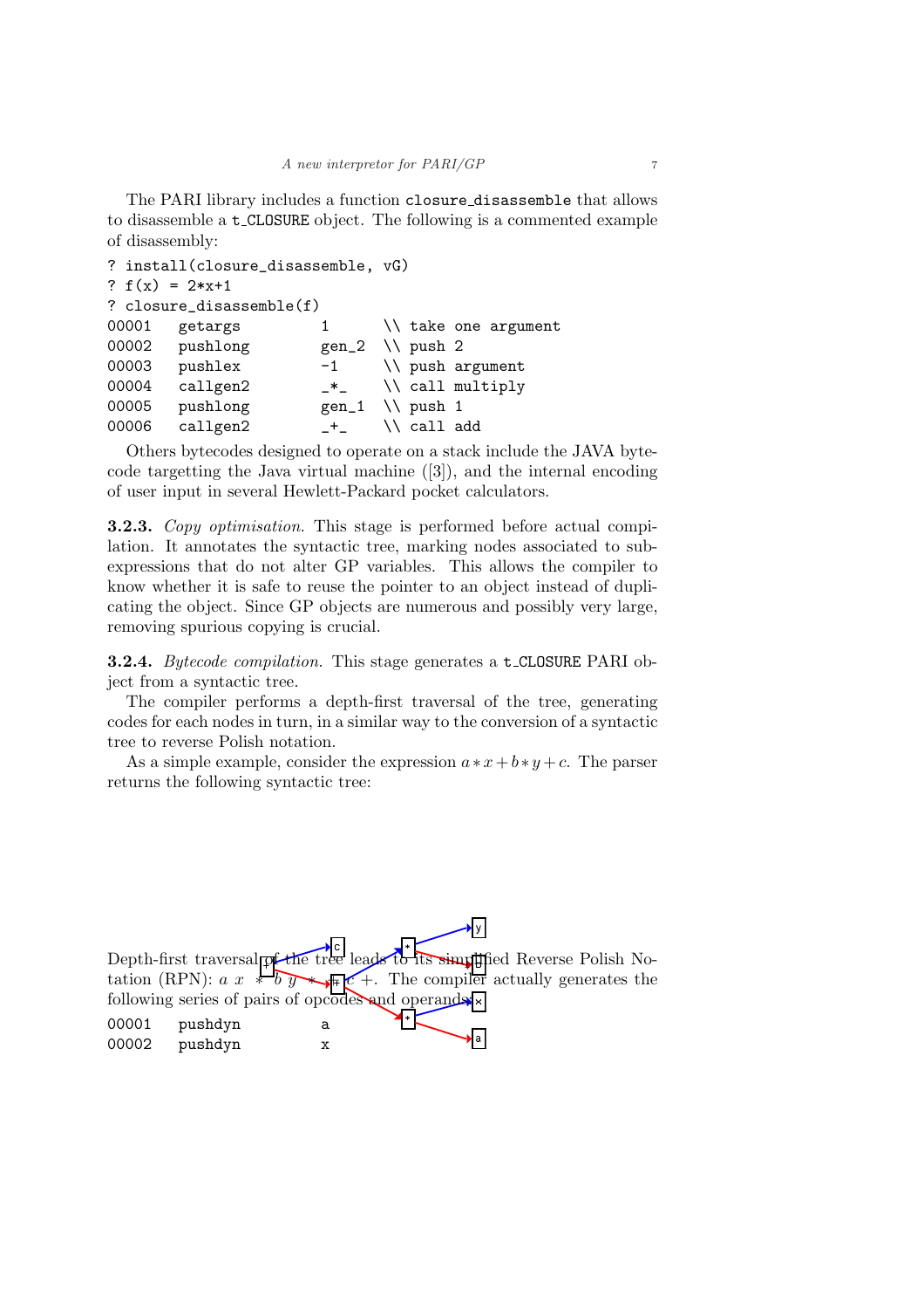The PARI library includes a function `closure_disassemble` that allows to disassemble a `t_CLOSURE` object. The following is a commented example of disassembly:

```
? install(closure_disassemble, vG)
? f(x) = 2*x+1
? closure_disassemble(f)
00001   getargs         1       \\ take one argument
00002   pushlong        gen_2   \\ push 2
00003   pushlex         -1      \\ push argument
00004   callgen2        _*_     \\ call multiply
00005   pushlong        gen_1   \\ push 1
00006   callgen2        _+_     \\ call add
```

Others bytecodes designed to operate on a stack include the JAVA bytecode targetting the Java virtual machine ([3]), and the internal encoding of user input in several Hewlett-Packard pocket calculators.

**3.2.3.** *Copy optimisation.* This stage is performed before actual compilation. It annotates the syntactic tree, marking nodes associated to subexpressions that do not alter GP variables. This allows the compiler to know whether it is safe to reuse the pointer to an object instead of duplicating the object. Since GP objects are numerous and possibly very large, removing spurious copying is crucial.

**3.2.4.** *Bytecode compilation.* This stage generates a `t_CLOSURE` PARI object from a syntactic tree.

The compiler performs a depth-first traversal of the tree, generating codes for each nodes in turn, in a similar way to the conversion of a syntactic tree to reverse Polish notation.

As a simple example, consider the expression $a*x+b*y+c$. The parser returns the following syntactic tree:

Depth-first traversal of the tree leads to its simplified Reverse Polish Notation (RPN): $a\ x\ *\ b\ y\ *\ +\ c\ +$. The compiler actually generates the following series of pairs of opcodes and operands:

```
00001   pushdyn         a
00002   pushdyn         x
```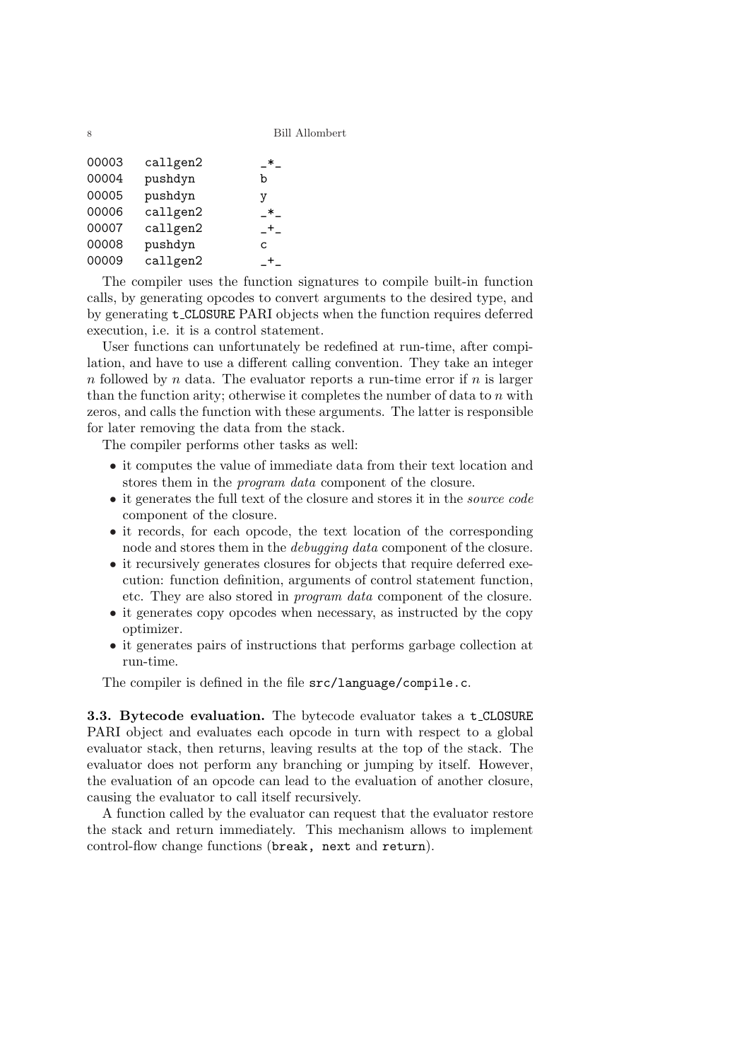```
00003   callgen2    _*_
00004   pushdyn     b
00005   pushdyn     y
00006   callgen2    _*_
00007   callgen2    _+_
00008   pushdyn     c
00009   callgen2    _+_
```

The compiler uses the function signatures to compile built-in function calls, by generating opcodes to convert arguments to the desired type, and by generating `t_CLOSURE` PARI objects when the function requires deferred execution, i.e. it is a control statement.

User functions can unfortunately be redefined at run-time, after compilation, and have to use a different calling convention. They take an integer $n$ followed by $n$ data. The evaluator reports a run-time error if $n$ is larger than the function arity; otherwise it completes the number of data to $n$ with zeros, and calls the function with these arguments. The latter is responsible for later removing the data from the stack.

The compiler performs other tasks as well:

- it computes the value of immediate data from their text location and stores them in the *program data* component of the closure.
- it generates the full text of the closure and stores it in the *source code* component of the closure.
- it records, for each opcode, the text location of the corresponding node and stores them in the *debugging data* component of the closure.
- it recursively generates closures for objects that require deferred execution: function definition, arguments of control statement function, etc. They are also stored in *program data* component of the closure.
- it generates copy opcodes when necessary, as instructed by the copy optimizer.
- it generates pairs of instructions that performs garbage collection at run-time.

The compiler is defined in the file `src/language/compile.c`.

**3.3. Bytecode evaluation.** The bytecode evaluator takes a `t_CLOSURE` PARI object and evaluates each opcode in turn with respect to a global evaluator stack, then returns, leaving results at the top of the stack. The evaluator does not perform any branching or jumping by itself. However, the evaluation of an opcode can lead to the evaluation of another closure, causing the evaluator to call itself recursively.

A function called by the evaluator can request that the evaluator restore the stack and return immediately. This mechanism allows to implement control-flow change functions (`break, next` and `return`).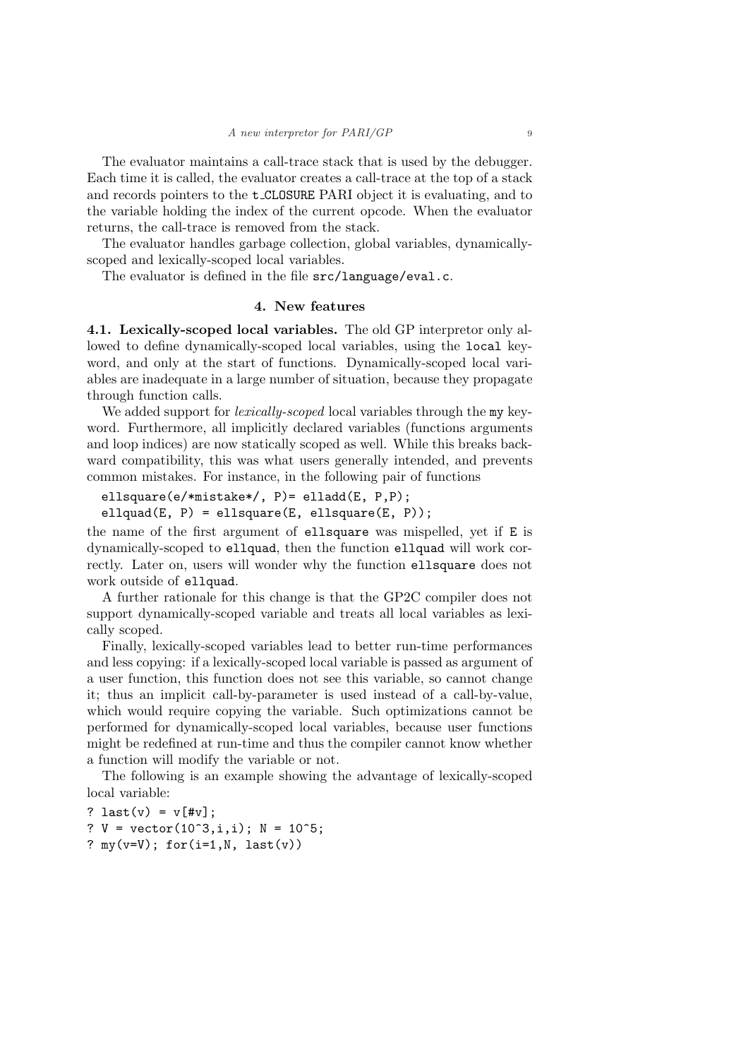The evaluator maintains a call-trace stack that is used by the debugger. Each time it is called, the evaluator creates a call-trace at the top of a stack and records pointers to the `t_CLOSURE` PARI object it is evaluating, and to the variable holding the index of the current opcode. When the evaluator returns, the call-trace is removed from the stack.

The evaluator handles garbage collection, global variables, dynamically-scoped and lexically-scoped local variables.

The evaluator is defined in the file `src/language/eval.c`.

## 4. New features

**4.1. Lexically-scoped local variables.** The old GP interpretor only allowed to define dynamically-scoped local variables, using the `local` keyword, and only at the start of functions. Dynamically-scoped local variables are inadequate in a large number of situation, because they propagate through function calls.

We added support for *lexically-scoped* local variables through the `my` keyword. Furthermore, all implicitly declared variables (functions arguments and loop indices) are now statically scoped as well. While this breaks backward compatibility, this was what users generally intended, and prevents common mistakes. For instance, in the following pair of functions

```
ellsquare(e/*mistake*/, P)= elladd(E, P,P);
ellquad(E, P) = ellsquare(E, ellsquare(E, P));
```

the name of the first argument of `ellsquare` was mispelled, yet if `E` is dynamically-scoped to `ellquad`, then the function `ellquad` will work correctly. Later on, users will wonder why the function `ellsquare` does not work outside of `ellquad`.

A further rationale for this change is that the GP2C compiler does not support dynamically-scoped variable and treats all local variables as lexically scoped.

Finally, lexically-scoped variables lead to better run-time performances and less copying: if a lexically-scoped local variable is passed as argument of a user function, this function does not see this variable, so cannot change it; thus an implicit call-by-parameter is used instead of a call-by-value, which would require copying the variable. Such optimizations cannot be performed for dynamically-scoped local variables, because user functions might be redefined at run-time and thus the compiler cannot know whether a function will modify the variable or not.

The following is an example showing the advantage of lexically-scoped local variable:

```
? last(v) = v[#v];
? V = vector(10^3,i,i); N = 10^5;
? my(v=V); for(i=1,N, last(v))
```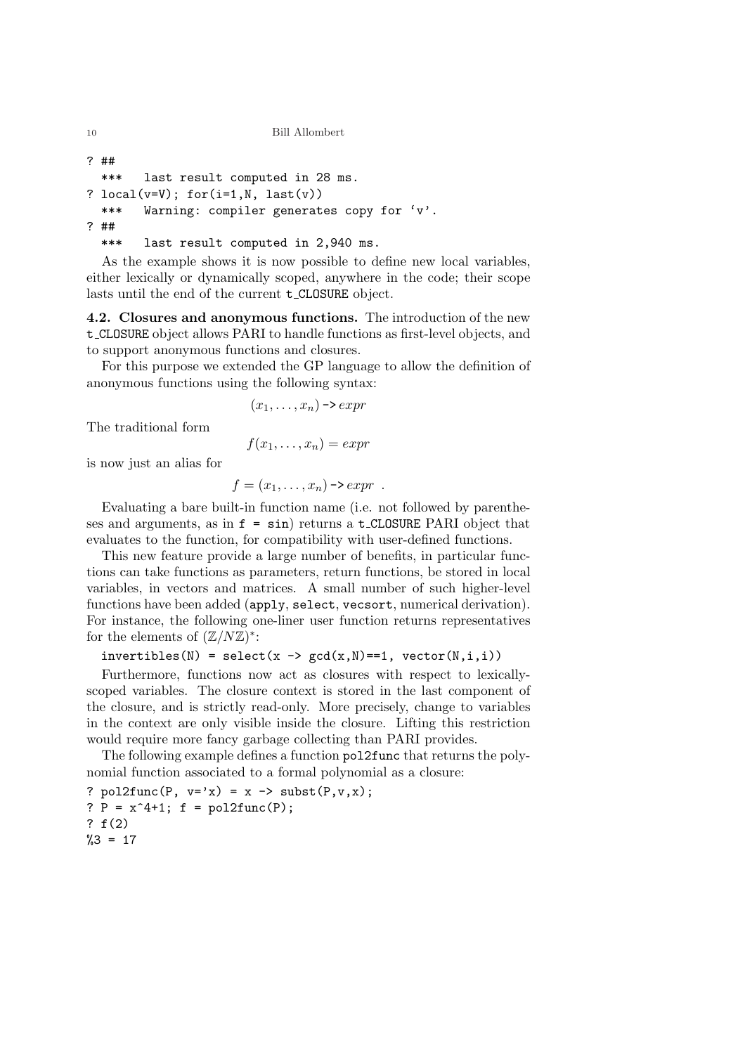```
? ##
  ***   last result computed in 28 ms.
? local(v=V); for(i=1,N, last(v))
  ***   Warning: compiler generates copy for `v'.
? ##
  ***   last result computed in 2,940 ms.
```

As the example shows it is now possible to define new local variables, either lexically or dynamically scoped, anywhere in the code; their scope lasts until the end of the current t_CLOSURE object.

**4.2. Closures and anonymous functions.** The introduction of the new t_CLOSURE object allows PARI to handle functions as first-level objects, and to support anonymous functions and closures.

For this purpose we extended the GP language to allow the definition of anonymous functions using the following syntax:

$$(x_1, \ldots, x_n) \texttt{->} \mathit{expr}$$

The traditional form

$$f(x_1, \ldots, x_n) = \mathit{expr}$$

is now just an alias for

$$f = (x_1, \ldots, x_n) \texttt{->} \mathit{expr}\ .$$

Evaluating a bare built-in function name (i.e. not followed by parentheses and arguments, as in `f = sin`) returns a t_CLOSURE PARI object that evaluates to the function, for compatibility with user-defined functions.

This new feature provide a large number of benefits, in particular functions can take functions as parameters, return functions, be stored in local variables, in vectors and matrices. A small number of such higher-level functions have been added (`apply`, `select`, `vecsort`, numerical derivation). For instance, the following one-liner user function returns representatives for the elements of $(\mathbb{Z}/N\mathbb{Z})^*$:

```
invertibles(N) = select(x -> gcd(x,N)==1, vector(N,i,i))
```

Furthermore, functions now act as closures with respect to lexically-scoped variables. The closure context is stored in the last component of the closure, and is strictly read-only. More precisely, change to variables in the context are only visible inside the closure. Lifting this restriction would require more fancy garbage collecting than PARI provides.

The following example defines a function `pol2func` that returns the polynomial function associated to a formal polynomial as a closure:

```
? pol2func(P, v='x) = x -> subst(P,v,x);
? P = x^4+1; f = pol2func(P);
? f(2)
%3 = 17
```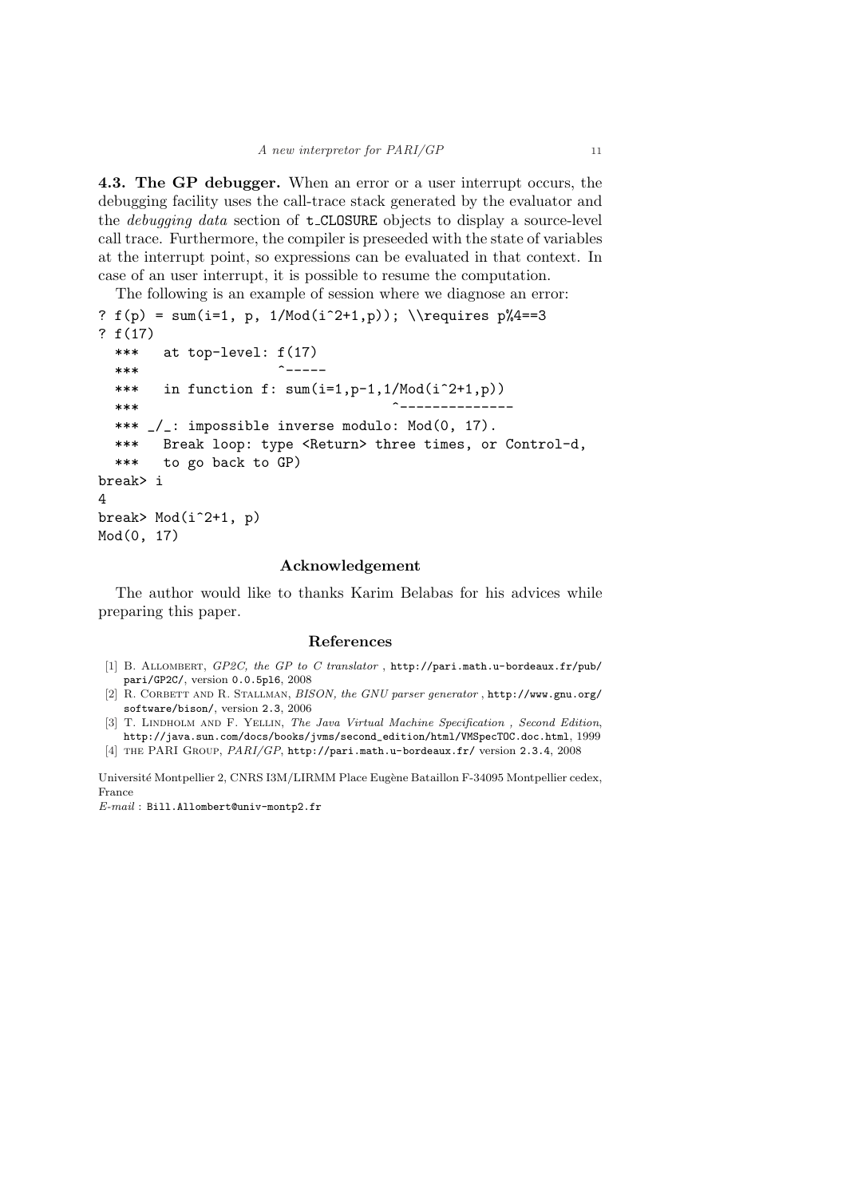**4.3. The GP debugger.** When an error or a user interrupt occurs, the debugging facility uses the call-trace stack generated by the evaluator and the *debugging data* section of t_CLOSURE objects to display a source-level call trace. Furthermore, the compiler is preseeded with the state of variables at the interrupt point, so expressions can be evaluated in that context. In case of an user interrupt, it is possible to resume the computation.

The following is an example of session where we diagnose an error:

```
? f(p) = sum(i=1, p, 1/Mod(i^2+1,p)); \\requires p%4==3
? f(17)
  ***   at top-level: f(17)
  ***                 ^-----
  ***   in function f: sum(i=1,p-1,1/Mod(i^2+1,p))
  ***                                ^--------------
  *** _/_: impossible inverse modulo: Mod(0, 17).
  ***   Break loop: type <Return> three times, or Control-d,
  ***   to go back to GP)
break> i
4
break> Mod(i^2+1, p)
Mod(0, 17)
```

## Acknowledgement

The author would like to thanks Karim Belabas for his advices while preparing this paper.

## References

[1] B. Allombert, *GP2C, the GP to C translator* , http://pari.math.u-bordeaux.fr/pub/pari/GP2C/, version 0.0.5pl6, 2008

[2] R. Corbett and R. Stallman, *BISON, the GNU parser generator* , http://www.gnu.org/software/bison/, version 2.3, 2006

[3] T. Lindholm and F. Yellin, *The Java Virtual Machine Specification , Second Edition*, http://java.sun.com/docs/books/jvms/second_edition/html/VMSpecTOC.doc.html, 1999

[4] the PARI Group, *PARI/GP*, http://pari.math.u-bordeaux.fr/ version 2.3.4, 2008

Université Montpellier 2, CNRS I3M/LIRMM Place Eugène Bataillon F-34095 Montpellier cedex, France

*E-mail* : Bill.Allombert@univ-montp2.fr